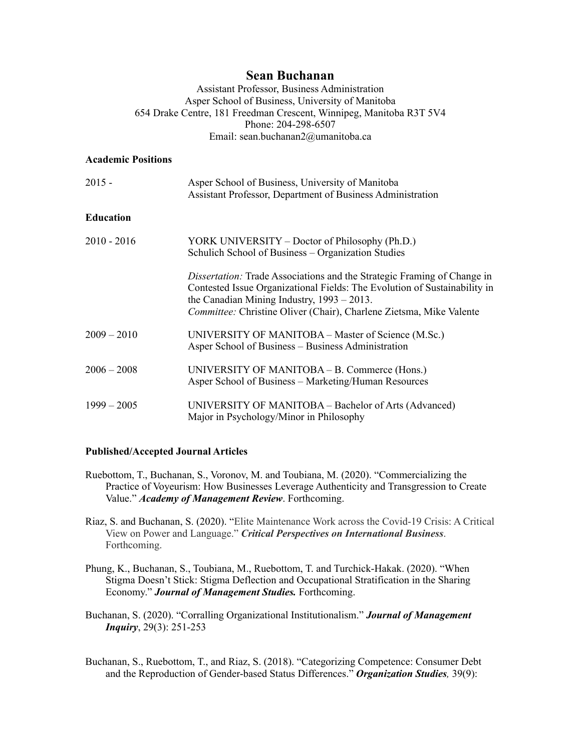# Sean Buchanan

Assistant Professor, Business Administration
Asper School of Business, University of Manitoba
654 Drake Centre, 181 Freedman Crescent, Winnipeg, Manitoba R3T 5V4
Phone: 204-298-6507
Email: sean.buchanan2@umanitoba.ca

## Academic Positions

2015 - Asper School of Business, University of Manitoba
Assistant Professor, Department of Business Administration

## Education

2010 - 2016 YORK UNIVERSITY – Doctor of Philosophy (Ph.D.)
Schulich School of Business – Organization Studies

*Dissertation:* Trade Associations and the Strategic Framing of Change in Contested Issue Organizational Fields: The Evolution of Sustainability in the Canadian Mining Industry, 1993 – 2013.
*Committee:* Christine Oliver (Chair), Charlene Zietsma, Mike Valente

2009 – 2010 UNIVERSITY OF MANITOBA – Master of Science (M.Sc.)
Asper School of Business – Business Administration

2006 – 2008 UNIVERSITY OF MANITOBA – B. Commerce (Hons.)
Asper School of Business – Marketing/Human Resources

1999 – 2005 UNIVERSITY OF MANITOBA – Bachelor of Arts (Advanced)
Major in Psychology/Minor in Philosophy

## Published/Accepted Journal Articles

Ruebottom, T., Buchanan, S., Voronov, M. and Toubiana, M. (2020). "Commercializing the Practice of Voyeurism: How Businesses Leverage Authenticity and Transgression to Create Value." ***Academy of Management Review***. Forthcoming.

Riaz, S. and Buchanan, S. (2020). "Elite Maintenance Work across the Covid-19 Crisis: A Critical View on Power and Language." ***Critical Perspectives on International Business***. Forthcoming.

Phung, K., Buchanan, S., Toubiana, M., Ruebottom, T. and Turchick-Hakak. (2020). "When Stigma Doesn't Stick: Stigma Deflection and Occupational Stratification in the Sharing Economy." ***Journal of Management Studies.*** Forthcoming.

Buchanan, S. (2020). "Corralling Organizational Institutionalism." ***Journal of Management Inquiry***, 29(3): 251-253

Buchanan, S., Ruebottom, T., and Riaz, S. (2018). "Categorizing Competence: Consumer Debt and the Reproduction of Gender-based Status Differences." ***Organization Studies,*** 39(9):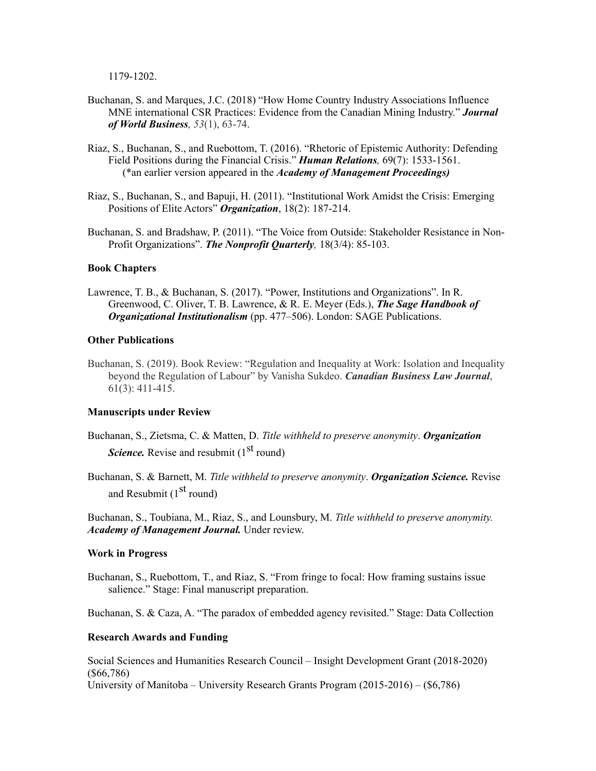1179-1202.

Buchanan, S. and Marques, J.C. (2018) "How Home Country Industry Associations Influence MNE international CSR Practices: Evidence from the Canadian Mining Industry." ***Journal of World Business**, 53*(1), 63-74.

Riaz, S., Buchanan, S., and Ruebottom, T. (2016). "Rhetoric of Epistemic Authority: Defending Field Positions during the Financial Crisis." ***Human Relations**,* 69(7): 1533-1561. (*an earlier version appeared in the ***Academy of Management Proceedings)***

Riaz, S., Buchanan, S., and Bapuji, H. (2011). "Institutional Work Amidst the Crisis: Emerging Positions of Elite Actors" ***Organization***, 18(2): 187-214.

Buchanan, S. and Bradshaw, P. (2011). "The Voice from Outside: Stakeholder Resistance in Non-Profit Organizations". ***The Nonprofit Quarterly**,* 18(3/4): 85-103.

**Book Chapters**

Lawrence, T. B., & Buchanan, S. (2017). "Power, Institutions and Organizations". In R. Greenwood, C. Oliver, T. B. Lawrence, & R. E. Meyer (Eds.), ***The Sage Handbook of Organizational Institutionalism*** (pp. 477–506). London: SAGE Publications.

**Other Publications**

Buchanan, S. (2019). Book Review: "Regulation and Inequality at Work: Isolation and Inequality beyond the Regulation of Labour" by Vanisha Sukdeo. ***Canadian Business Law Journal***, 61(3): 411-415.

**Manuscripts under Review**

Buchanan, S., Zietsma, C. & Matten, D. *Title withheld to preserve anonymity*. ***Organization Science.*** Revise and resubmit (1st round)

Buchanan, S. & Barnett, M. *Title withheld to preserve anonymity*. ***Organization Science.*** Revise and Resubmit (1st round)

Buchanan, S., Toubiana, M., Riaz, S., and Lounsbury, M. *Title withheld to preserve anonymity.* ***Academy of Management Journal.*** Under review.

**Work in Progress**

Buchanan, S., Ruebottom, T., and Riaz, S. "From fringe to focal: How framing sustains issue salience." Stage: Final manuscript preparation.

Buchanan, S. & Caza, A. "The paradox of embedded agency revisited." Stage: Data Collection

**Research Awards and Funding**

Social Sciences and Humanities Research Council – Insight Development Grant (2018-2020) ($66,786)
University of Manitoba – University Research Grants Program (2015-2016) – ($6,786)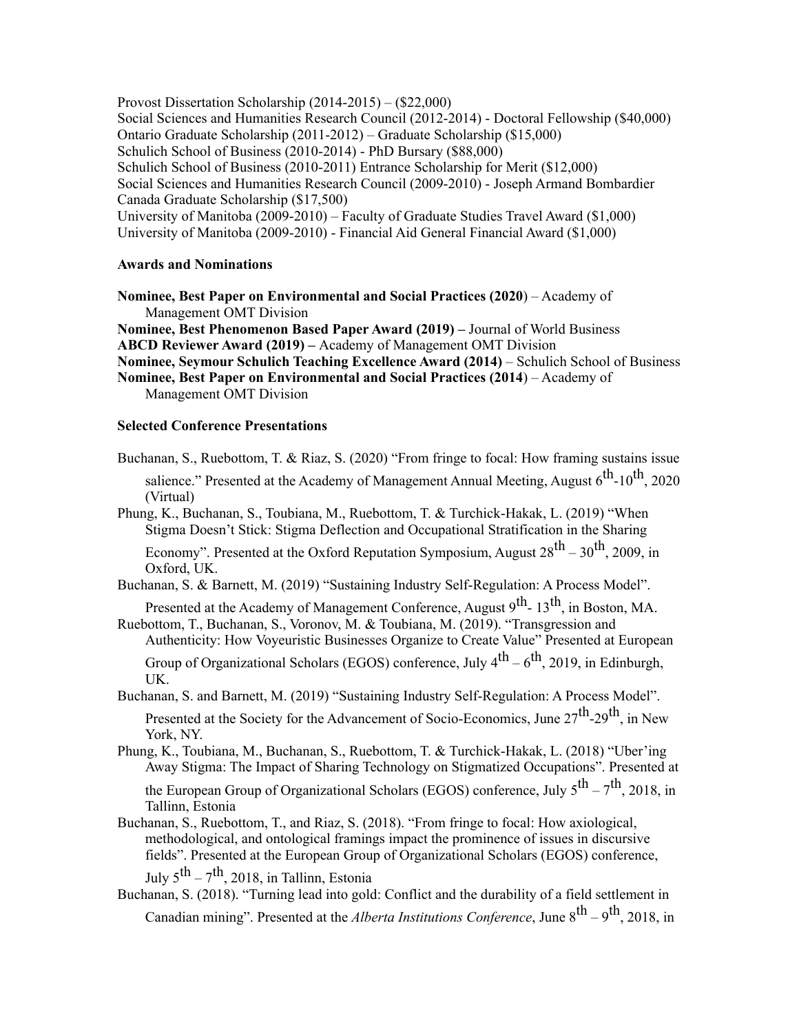Provost Dissertation Scholarship (2014-2015) – ($22,000)
Social Sciences and Humanities Research Council (2012-2014) - Doctoral Fellowship ($40,000)
Ontario Graduate Scholarship (2011-2012) – Graduate Scholarship ($15,000)
Schulich School of Business (2010-2014) - PhD Bursary ($88,000)
Schulich School of Business (2010-2011) Entrance Scholarship for Merit ($12,000)
Social Sciences and Humanities Research Council (2009-2010) - Joseph Armand Bombardier Canada Graduate Scholarship ($17,500)
University of Manitoba (2009-2010) – Faculty of Graduate Studies Travel Award ($1,000)
University of Manitoba (2009-2010) - Financial Aid General Financial Award ($1,000)

**Awards and Nominations**

**Nominee, Best Paper on Environmental and Social Practices (2020**) – Academy of Management OMT Division
**Nominee, Best Phenomenon Based Paper Award (2019) –** Journal of World Business
**ABCD Reviewer Award (2019) –** Academy of Management OMT Division
**Nominee, Seymour Schulich Teaching Excellence Award (2014)** – Schulich School of Business
**Nominee, Best Paper on Environmental and Social Practices (2014**) – Academy of Management OMT Division

**Selected Conference Presentations**

Buchanan, S., Ruebottom, T. & Riaz, S. (2020) "From fringe to focal: How framing sustains issue salience." Presented at the Academy of Management Annual Meeting, August 6th-10th, 2020 (Virtual)

Phung, K., Buchanan, S., Toubiana, M., Ruebottom, T. & Turchick-Hakak, L. (2019) "When Stigma Doesn't Stick: Stigma Deflection and Occupational Stratification in the Sharing Economy". Presented at the Oxford Reputation Symposium, August 28th – 30th, 2009, in Oxford, UK.

Buchanan, S. & Barnett, M. (2019) "Sustaining Industry Self-Regulation: A Process Model". Presented at the Academy of Management Conference, August 9th- 13th, in Boston, MA.

Ruebottom, T., Buchanan, S., Voronov, M. & Toubiana, M. (2019). "Transgression and Authenticity: How Voyeuristic Businesses Organize to Create Value" Presented at European Group of Organizational Scholars (EGOS) conference, July 4th – 6th, 2019, in Edinburgh, UK.

Buchanan, S. and Barnett, M. (2019) "Sustaining Industry Self-Regulation: A Process Model". Presented at the Society for the Advancement of Socio-Economics, June 27th-29th, in New York, NY.

Phung, K., Toubiana, M., Buchanan, S., Ruebottom, T. & Turchick-Hakak, L. (2018) "Uber'ing Away Stigma: The Impact of Sharing Technology on Stigmatized Occupations". Presented at the European Group of Organizational Scholars (EGOS) conference, July 5th – 7th, 2018, in Tallinn, Estonia

Buchanan, S., Ruebottom, T., and Riaz, S. (2018). "From fringe to focal: How axiological, methodological, and ontological framings impact the prominence of issues in discursive fields". Presented at the European Group of Organizational Scholars (EGOS) conference, July 5th – 7th, 2018, in Tallinn, Estonia

Buchanan, S. (2018). "Turning lead into gold: Conflict and the durability of a field settlement in Canadian mining". Presented at the *Alberta Institutions Conference*, June 8th – 9th, 2018, in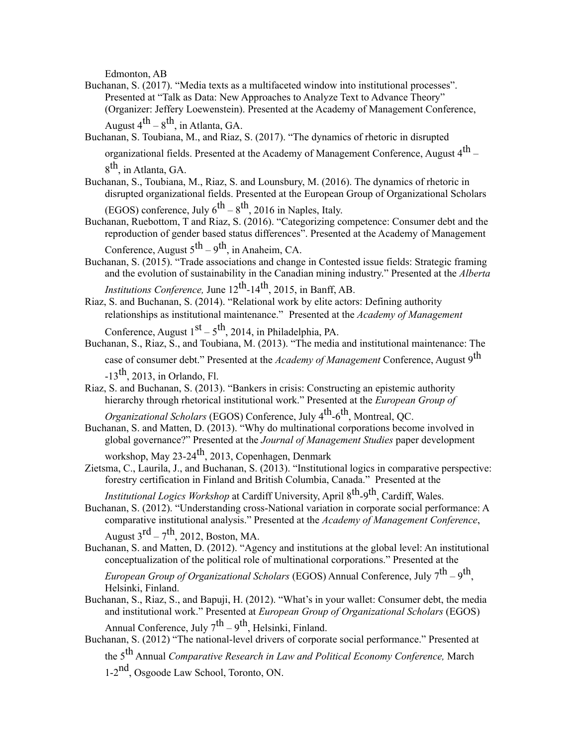Edmonton, AB

Buchanan, S. (2017). "Media texts as a multifaceted window into institutional processes". Presented at "Talk as Data: New Approaches to Analyze Text to Advance Theory" (Organizer: Jeffery Loewenstein). Presented at the Academy of Management Conference, August 4th – 8th, in Atlanta, GA.

Buchanan, S. Toubiana, M., and Riaz, S. (2017). "The dynamics of rhetoric in disrupted organizational fields. Presented at the Academy of Management Conference, August 4th – 8th, in Atlanta, GA.

Buchanan, S., Toubiana, M., Riaz, S. and Lounsbury, M. (2016). The dynamics of rhetoric in disrupted organizational fields. Presented at the European Group of Organizational Scholars (EGOS) conference, July 6th – 8th, 2016 in Naples, Italy.

Buchanan, Ruebottom, T and Riaz, S. (2016). "Categorizing competence: Consumer debt and the reproduction of gender based status differences". Presented at the Academy of Management Conference, August 5th – 9th, in Anaheim, CA.

Buchanan, S. (2015). "Trade associations and change in Contested issue fields: Strategic framing and the evolution of sustainability in the Canadian mining industry." Presented at the *Alberta Institutions Conference,* June 12th-14th, 2015, in Banff, AB.

Riaz, S. and Buchanan, S. (2014). "Relational work by elite actors: Defining authority relationships as institutional maintenance." Presented at the *Academy of Management* Conference, August 1st – 5th, 2014, in Philadelphia, PA.

Buchanan, S., Riaz, S., and Toubiana, M. (2013). "The media and institutional maintenance: The case of consumer debt." Presented at the *Academy of Management* Conference, August 9th -13th, 2013, in Orlando, Fl.

Riaz, S. and Buchanan, S. (2013). "Bankers in crisis: Constructing an epistemic authority hierarchy through rhetorical institutional work." Presented at the *European Group of Organizational Scholars* (EGOS) Conference, July 4th-6th, Montreal, QC.

Buchanan, S. and Matten, D. (2013). "Why do multinational corporations become involved in global governance?" Presented at the *Journal of Management Studies* paper development workshop, May 23-24th, 2013, Copenhagen, Denmark

Zietsma, C., Laurila, J., and Buchanan, S. (2013). "Institutional logics in comparative perspective: forestry certification in Finland and British Columbia, Canada." Presented at the *Institutional Logics Workshop* at Cardiff University, April 8th-9th, Cardiff, Wales.

Buchanan, S. (2012). "Understanding cross-National variation in corporate social performance: A comparative institutional analysis." Presented at the *Academy of Management Conference*, August 3rd – 7th, 2012, Boston, MA.

Buchanan, S. and Matten, D. (2012). "Agency and institutions at the global level: An institutional conceptualization of the political role of multinational corporations." Presented at the *European Group of Organizational Scholars* (EGOS) Annual Conference, July 7th – 9th, Helsinki, Finland.

Buchanan, S., Riaz, S., and Bapuji, H. (2012). "What's in your wallet: Consumer debt, the media and institutional work." Presented at *European Group of Organizational Scholars* (EGOS) Annual Conference, July 7th – 9th, Helsinki, Finland.

Buchanan, S. (2012) "The national-level drivers of corporate social performance." Presented at the 5th Annual *Comparative Research in Law and Political Economy Conference,* March 1-2nd, Osgoode Law School, Toronto, ON.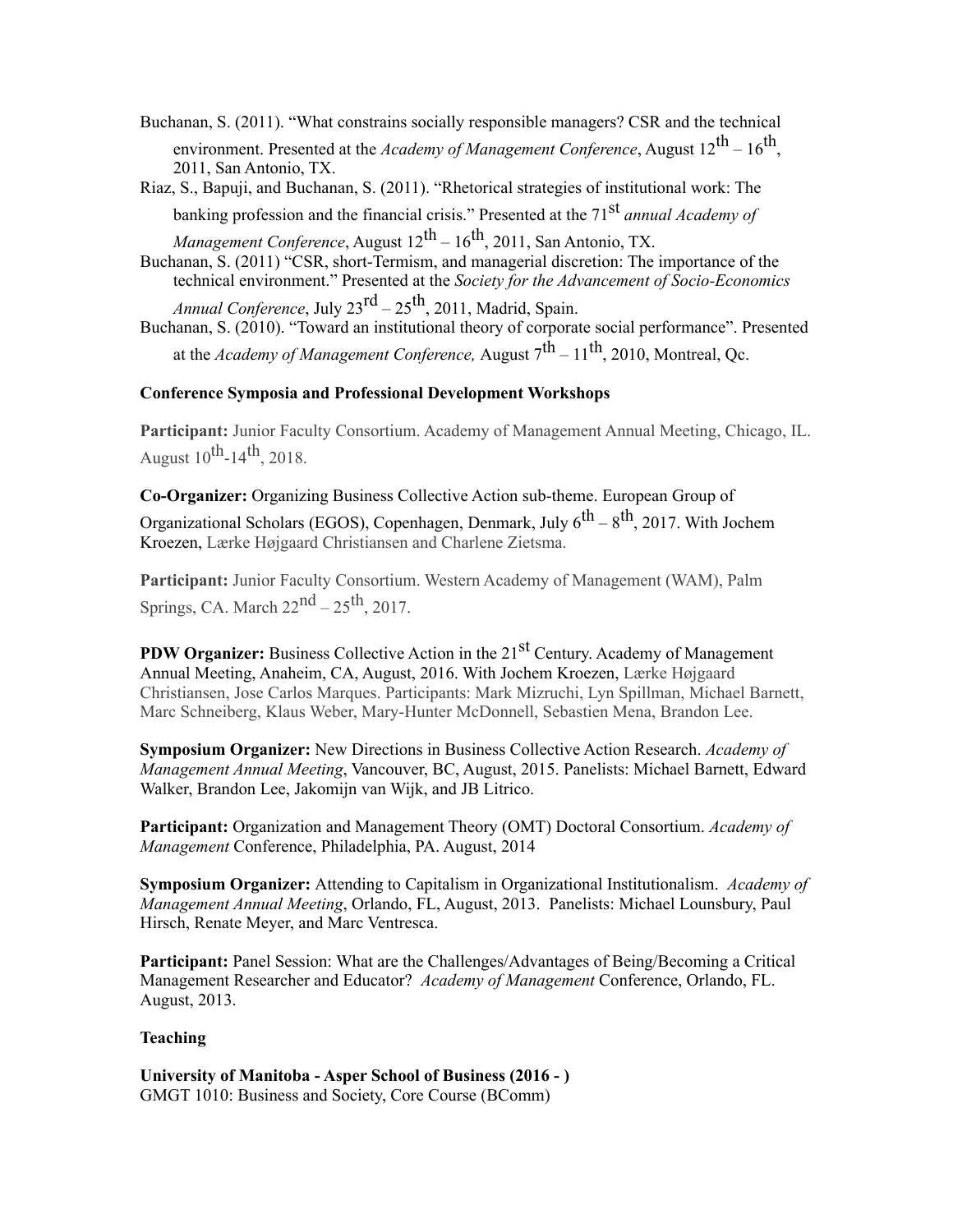Buchanan, S. (2011). "What constrains socially responsible managers? CSR and the technical environment. Presented at the *Academy of Management Conference*, August 12th – 16th, 2011, San Antonio, TX.

Riaz, S., Bapuji, and Buchanan, S. (2011). "Rhetorical strategies of institutional work: The banking profession and the financial crisis." Presented at the 71st *annual Academy of Management Conference*, August 12th – 16th, 2011, San Antonio, TX.

Buchanan, S. (2011) "CSR, short-Termism, and managerial discretion: The importance of the technical environment." Presented at the *Society for the Advancement of Socio-Economics Annual Conference*, July 23rd – 25th, 2011, Madrid, Spain.

Buchanan, S. (2010). "Toward an institutional theory of corporate social performance". Presented at the *Academy of Management Conference,* August 7th – 11th, 2010, Montreal, Qc.

**Conference Symposia and Professional Development Workshops**

**Participant:** Junior Faculty Consortium. Academy of Management Annual Meeting, Chicago, IL. August 10th-14th, 2018.

**Co-Organizer:** Organizing Business Collective Action sub-theme. European Group of Organizational Scholars (EGOS), Copenhagen, Denmark, July 6th – 8th, 2017. With Jochem Kroezen, Lærke Højgaard Christiansen and Charlene Zietsma.

**Participant:** Junior Faculty Consortium. Western Academy of Management (WAM), Palm Springs, CA. March 22nd – 25th, 2017.

**PDW Organizer:** Business Collective Action in the 21st Century. Academy of Management Annual Meeting, Anaheim, CA, August, 2016. With Jochem Kroezen, Lærke Højgaard Christiansen, Jose Carlos Marques. Participants: Mark Mizruchi, Lyn Spillman, Michael Barnett, Marc Schneiberg, Klaus Weber, Mary-Hunter McDonnell, Sebastien Mena, Brandon Lee.

**Symposium Organizer:** New Directions in Business Collective Action Research. *Academy of Management Annual Meeting*, Vancouver, BC, August, 2015. Panelists: Michael Barnett, Edward Walker, Brandon Lee, Jakomijn van Wijk, and JB Litrico.

**Participant:** Organization and Management Theory (OMT) Doctoral Consortium. *Academy of Management* Conference, Philadelphia, PA. August, 2014

**Symposium Organizer:** Attending to Capitalism in Organizational Institutionalism. *Academy of Management Annual Meeting*, Orlando, FL, August, 2013. Panelists: Michael Lounsbury, Paul Hirsch, Renate Meyer, and Marc Ventresca.

**Participant:** Panel Session: What are the Challenges/Advantages of Being/Becoming a Critical Management Researcher and Educator? *Academy of Management* Conference, Orlando, FL. August, 2013.

**Teaching**

**University of Manitoba - Asper School of Business (2016 - )**
GMGT 1010: Business and Society, Core Course (BComm)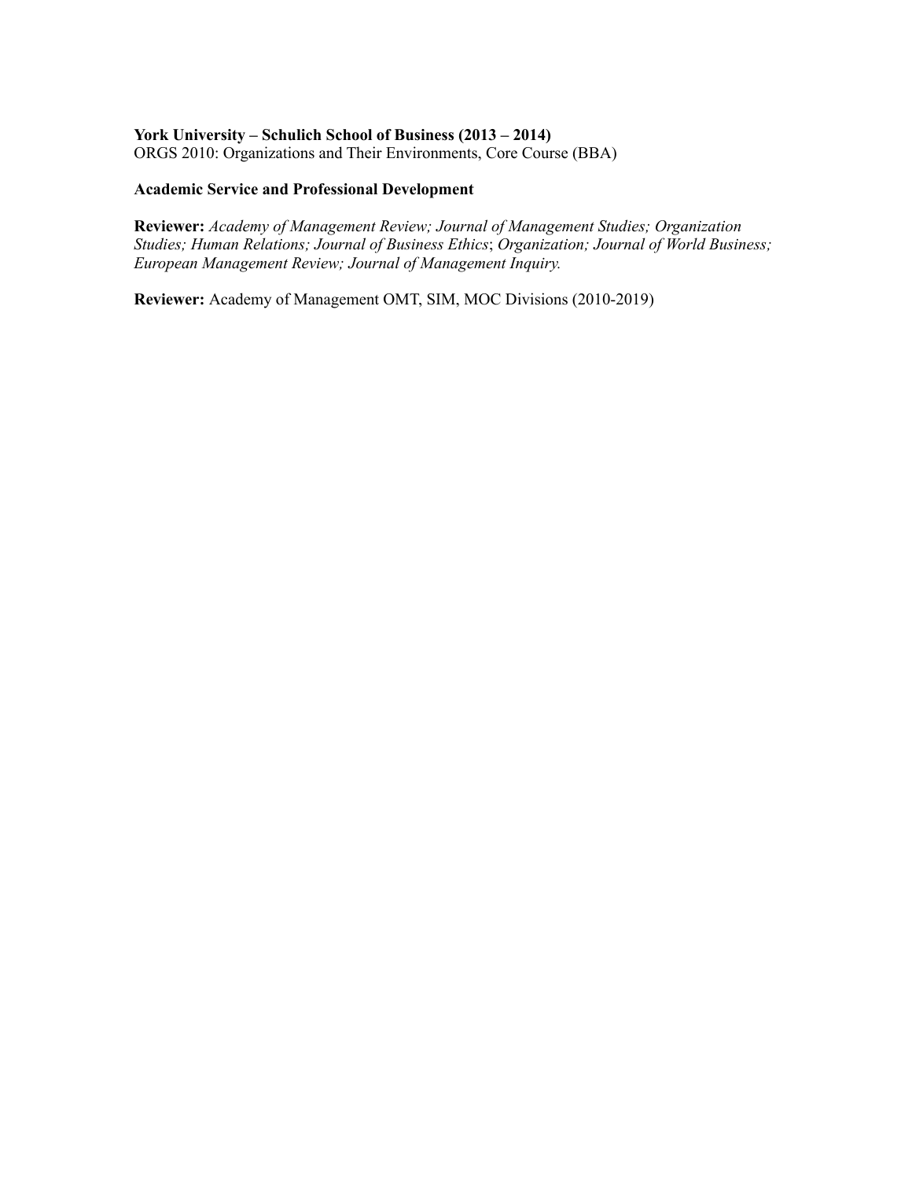**York University – Schulich School of Business (2013 – 2014)**
ORGS 2010: Organizations and Their Environments, Core Course (BBA)

**Academic Service and Professional Development**

**Reviewer:** *Academy of Management Review; Journal of Management Studies; Organization Studies; Human Relations; Journal of Business Ethics*; *Organization; Journal of World Business; European Management Review; Journal of Management Inquiry.*

**Reviewer:** Academy of Management OMT, SIM, MOC Divisions (2010-2019)